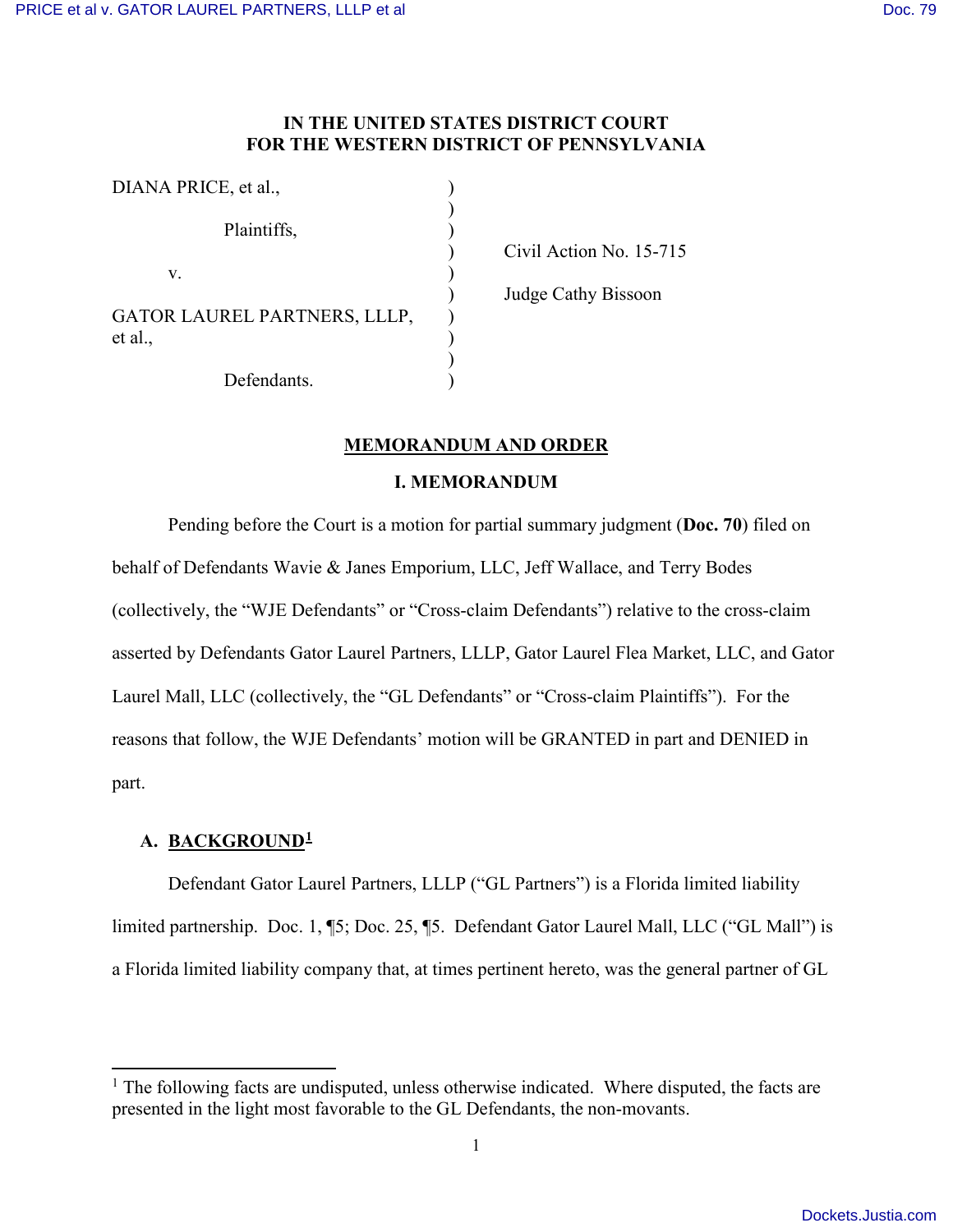IN THE UNITED STATES DISTRICT COURT
FOR THE WESTERN DISTRICT OF PENNSYLVANIA

DIANA PRICE, et al.,

Plaintiffs,

v.

GATOR LAUREL PARTNERS, LLLP, et al.,

Defendants.

Civil Action No. 15-715

Judge Cathy Bissoon

## MEMORANDUM AND ORDER

### I. MEMORANDUM

Pending before the Court is a motion for partial summary judgment (**Doc. 70**) filed on behalf of Defendants Wavie & Janes Emporium, LLC, Jeff Wallace, and Terry Bodes (collectively, the "WJE Defendants" or "Cross-claim Defendants") relative to the cross-claim asserted by Defendants Gator Laurel Partners, LLLP, Gator Laurel Flea Market, LLC, and Gator Laurel Mall, LLC (collectively, the "GL Defendants" or "Cross-claim Plaintiffs"). For the reasons that follow, the WJE Defendants' motion will be GRANTED in part and DENIED in part.

#### A. BACKGROUND[1]

Defendant Gator Laurel Partners, LLLP ("GL Partners") is a Florida limited liability limited partnership. Doc. 1, ¶5; Doc. 25, ¶5. Defendant Gator Laurel Mall, LLC ("GL Mall") is a Florida limited liability company that, at times pertinent hereto, was the general partner of GL

[1] The following facts are undisputed, unless otherwise indicated. Where disputed, the facts are presented in the light most favorable to the GL Defendants, the non-movants.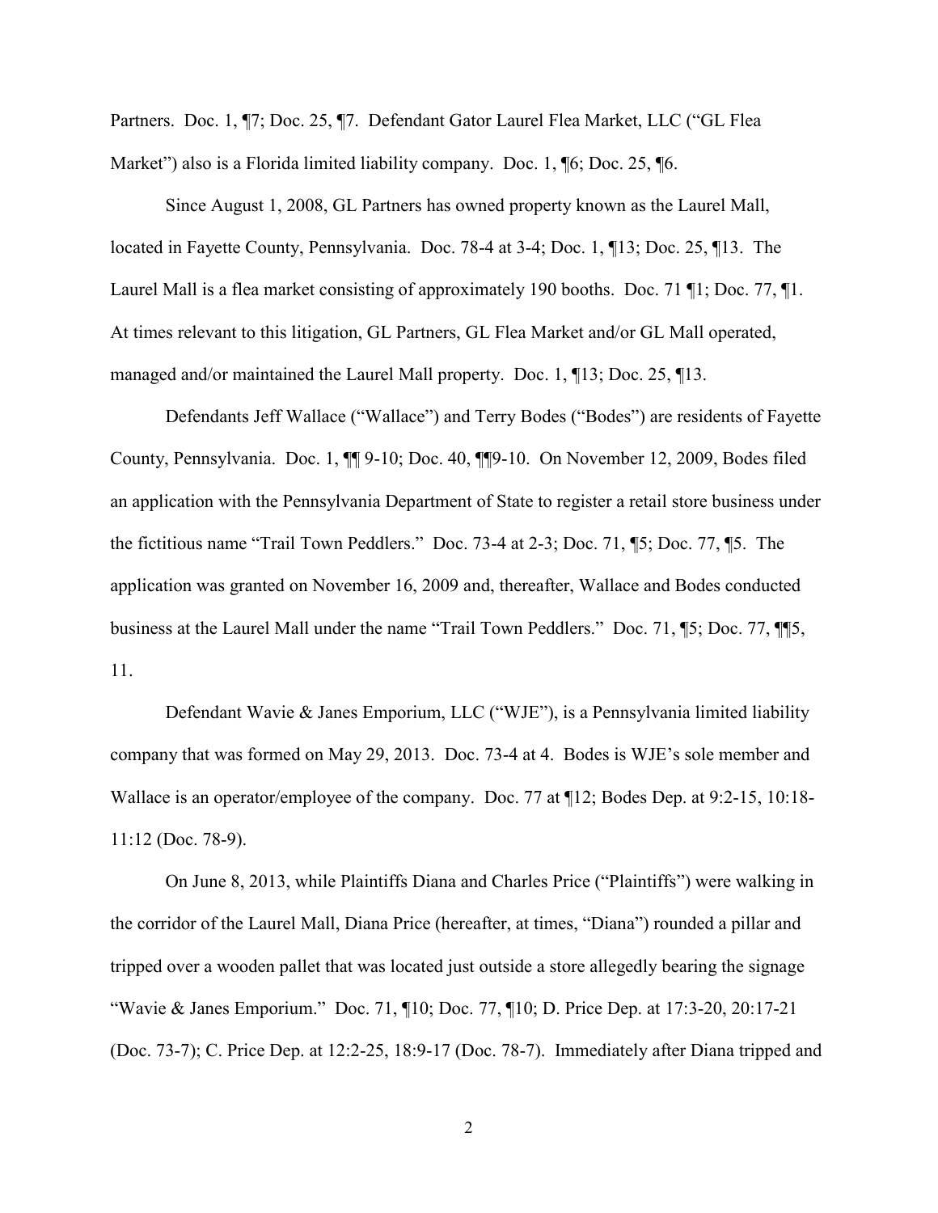Partners. Doc. 1, ¶7; Doc. 25, ¶7. Defendant Gator Laurel Flea Market, LLC ("GL Flea Market") also is a Florida limited liability company. Doc. 1, ¶6; Doc. 25, ¶6.

Since August 1, 2008, GL Partners has owned property known as the Laurel Mall, located in Fayette County, Pennsylvania. Doc. 78-4 at 3-4; Doc. 1, ¶13; Doc. 25, ¶13. The Laurel Mall is a flea market consisting of approximately 190 booths. Doc. 71 ¶1; Doc. 77, ¶1. At times relevant to this litigation, GL Partners, GL Flea Market and/or GL Mall operated, managed and/or maintained the Laurel Mall property. Doc. 1, ¶13; Doc. 25, ¶13.

Defendants Jeff Wallace ("Wallace") and Terry Bodes ("Bodes") are residents of Fayette County, Pennsylvania. Doc. 1, ¶¶ 9-10; Doc. 40, ¶¶9-10. On November 12, 2009, Bodes filed an application with the Pennsylvania Department of State to register a retail store business under the fictitious name "Trail Town Peddlers." Doc. 73-4 at 2-3; Doc. 71, ¶5; Doc. 77, ¶5. The application was granted on November 16, 2009 and, thereafter, Wallace and Bodes conducted business at the Laurel Mall under the name "Trail Town Peddlers." Doc. 71, ¶5; Doc. 77, ¶¶5, 11.

Defendant Wavie & Janes Emporium, LLC ("WJE"), is a Pennsylvania limited liability company that was formed on May 29, 2013. Doc. 73-4 at 4. Bodes is WJE's sole member and Wallace is an operator/employee of the company. Doc. 77 at ¶12; Bodes Dep. at 9:2-15, 10:18-11:12 (Doc. 78-9).

On June 8, 2013, while Plaintiffs Diana and Charles Price ("Plaintiffs") were walking in the corridor of the Laurel Mall, Diana Price (hereafter, at times, "Diana") rounded a pillar and tripped over a wooden pallet that was located just outside a store allegedly bearing the signage "Wavie & Janes Emporium." Doc. 71, ¶10; Doc. 77, ¶10; D. Price Dep. at 17:3-20, 20:17-21 (Doc. 73-7); C. Price Dep. at 12:2-25, 18:9-17 (Doc. 78-7). Immediately after Diana tripped and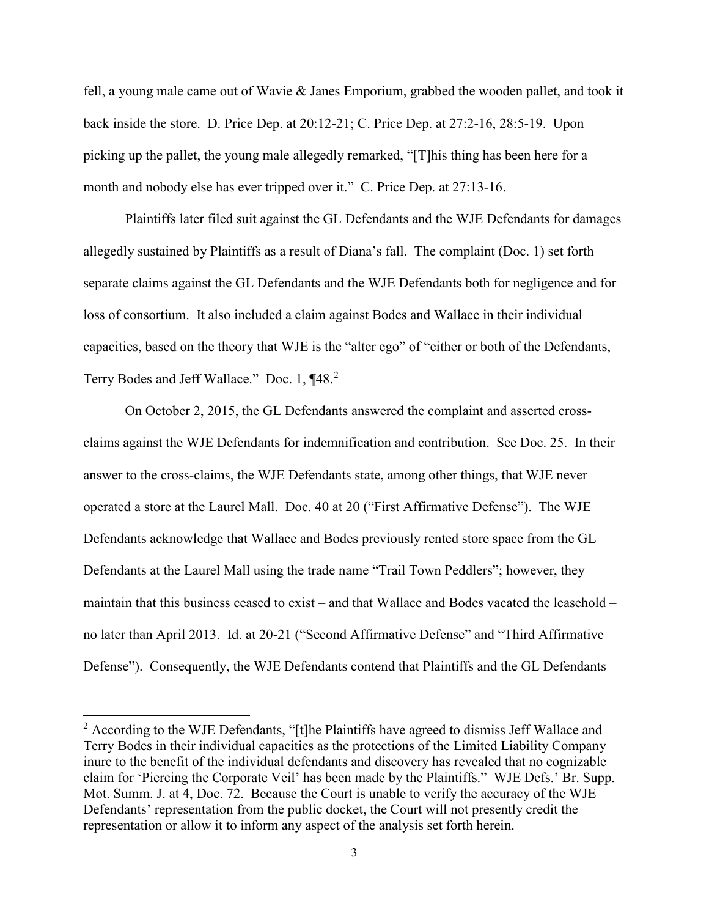fell, a young male came out of Wavie & Janes Emporium, grabbed the wooden pallet, and took it back inside the store. D. Price Dep. at 20:12-21; C. Price Dep. at 27:2-16, 28:5-19. Upon picking up the pallet, the young male allegedly remarked, "[T]his thing has been here for a month and nobody else has ever tripped over it." C. Price Dep. at 27:13-16.

Plaintiffs later filed suit against the GL Defendants and the WJE Defendants for damages allegedly sustained by Plaintiffs as a result of Diana's fall. The complaint (Doc. 1) set forth separate claims against the GL Defendants and the WJE Defendants both for negligence and for loss of consortium. It also included a claim against Bodes and Wallace in their individual capacities, based on the theory that WJE is the "alter ego" of "either or both of the Defendants, Terry Bodes and Jeff Wallace." Doc. 1, ¶48.[2]

On October 2, 2015, the GL Defendants answered the complaint and asserted cross-claims against the WJE Defendants for indemnification and contribution. See Doc. 25. In their answer to the cross-claims, the WJE Defendants state, among other things, that WJE never operated a store at the Laurel Mall. Doc. 40 at 20 ("First Affirmative Defense"). The WJE Defendants acknowledge that Wallace and Bodes previously rented store space from the GL Defendants at the Laurel Mall using the trade name "Trail Town Peddlers"; however, they maintain that this business ceased to exist – and that Wallace and Bodes vacated the leasehold – no later than April 2013. Id. at 20-21 ("Second Affirmative Defense" and "Third Affirmative Defense"). Consequently, the WJE Defendants contend that Plaintiffs and the GL Defendants

---

[2] According to the WJE Defendants, "[t]he Plaintiffs have agreed to dismiss Jeff Wallace and Terry Bodes in their individual capacities as the protections of the Limited Liability Company inure to the benefit of the individual defendants and discovery has revealed that no cognizable claim for 'Piercing the Corporate Veil' has been made by the Plaintiffs." WJE Defs.' Br. Supp. Mot. Summ. J. at 4, Doc. 72. Because the Court is unable to verify the accuracy of the WJE Defendants' representation from the public docket, the Court will not presently credit the representation or allow it to inform any aspect of the analysis set forth herein.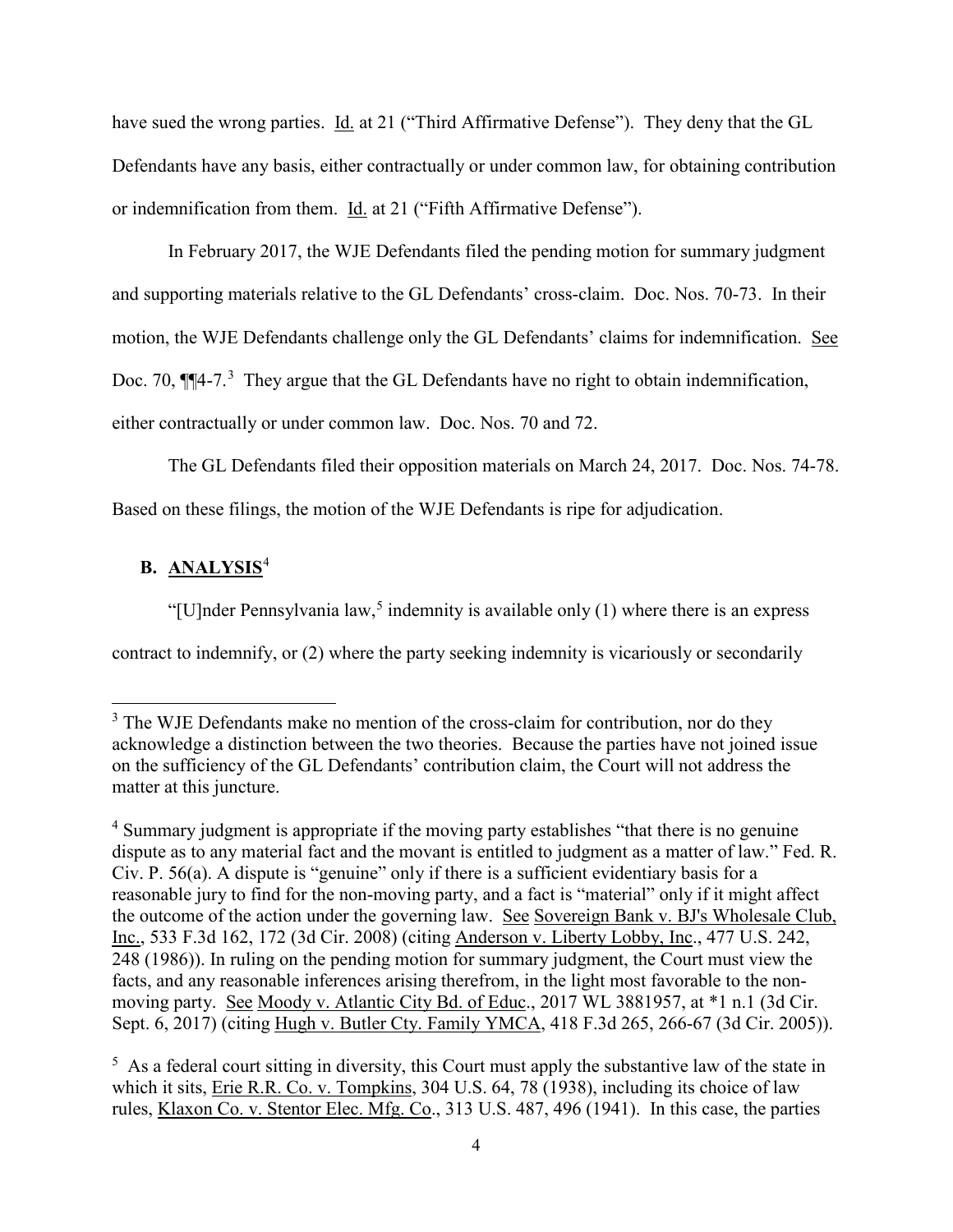have sued the wrong parties. Id. at 21 ("Third Affirmative Defense"). They deny that the GL Defendants have any basis, either contractually or under common law, for obtaining contribution or indemnification from them. Id. at 21 ("Fifth Affirmative Defense").

In February 2017, the WJE Defendants filed the pending motion for summary judgment and supporting materials relative to the GL Defendants' cross-claim. Doc. Nos. 70-73. In their motion, the WJE Defendants challenge only the GL Defendants' claims for indemnification. See Doc. 70, ¶¶4-7.[3] They argue that the GL Defendants have no right to obtain indemnification, either contractually or under common law. Doc. Nos. 70 and 72.

The GL Defendants filed their opposition materials on March 24, 2017. Doc. Nos. 74-78. Based on these filings, the motion of the WJE Defendants is ripe for adjudication.

## B. ANALYSIS[4]

"[U]nder Pennsylvania law,[5] indemnity is available only (1) where there is an express contract to indemnify, or (2) where the party seeking indemnity is vicariously or secondarily

---

[3] The WJE Defendants make no mention of the cross-claim for contribution, nor do they acknowledge a distinction between the two theories. Because the parties have not joined issue on the sufficiency of the GL Defendants' contribution claim, the Court will not address the matter at this juncture.

[4] Summary judgment is appropriate if the moving party establishes "that there is no genuine dispute as to any material fact and the movant is entitled to judgment as a matter of law." Fed. R. Civ. P. 56(a). A dispute is "genuine" only if there is a sufficient evidentiary basis for a reasonable jury to find for the non-moving party, and a fact is "material" only if it might affect the outcome of the action under the governing law. See Sovereign Bank v. BJ's Wholesale Club, Inc., 533 F.3d 162, 172 (3d Cir. 2008) (citing Anderson v. Liberty Lobby, Inc., 477 U.S. 242, 248 (1986)). In ruling on the pending motion for summary judgment, the Court must view the facts, and any reasonable inferences arising therefrom, in the light most favorable to the non-moving party. See Moody v. Atlantic City Bd. of Educ., 2017 WL 3881957, at *1 n.1 (3d Cir. Sept. 6, 2017) (citing Hugh v. Butler Cty. Family YMCA, 418 F.3d 265, 266-67 (3d Cir. 2005)).

[5] As a federal court sitting in diversity, this Court must apply the substantive law of the state in which it sits, Erie R.R. Co. v. Tompkins, 304 U.S. 64, 78 (1938), including its choice of law rules, Klaxon Co. v. Stentor Elec. Mfg. Co., 313 U.S. 487, 496 (1941). In this case, the parties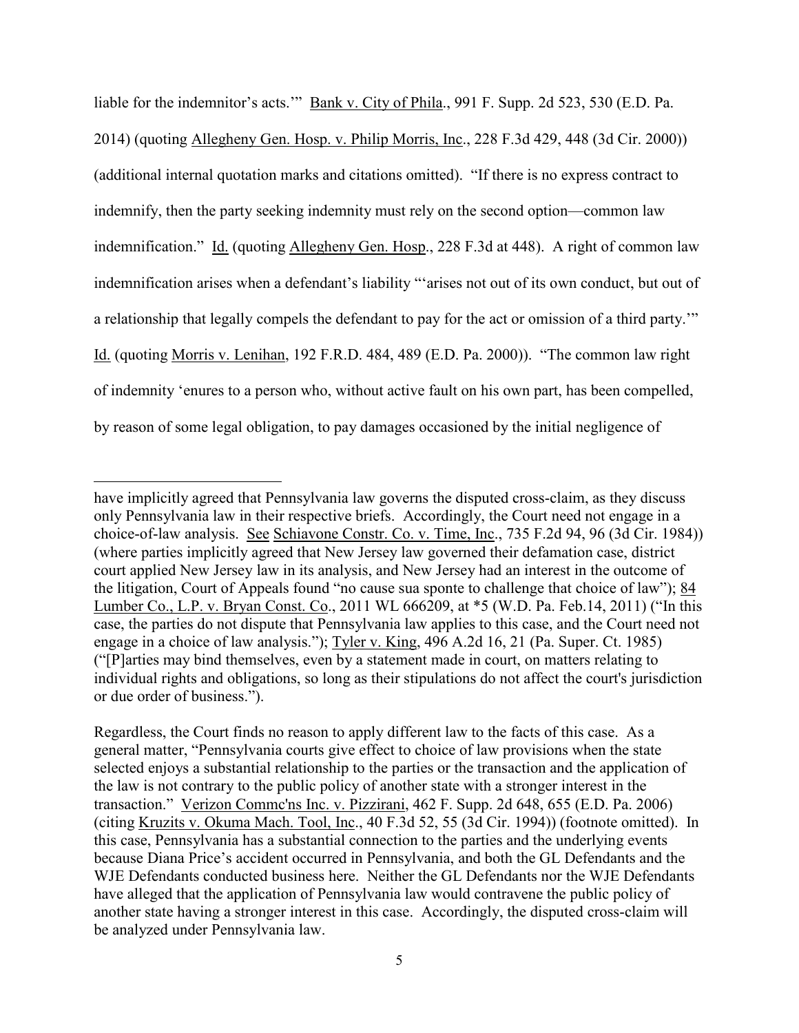liable for the indemnitor's acts.'" Bank v. City of Phila., 991 F. Supp. 2d 523, 530 (E.D. Pa. 2014) (quoting Allegheny Gen. Hosp. v. Philip Morris, Inc., 228 F.3d 429, 448 (3d Cir. 2000)) (additional internal quotation marks and citations omitted). "If there is no express contract to indemnify, then the party seeking indemnity must rely on the second option—common law indemnification." Id. (quoting Allegheny Gen. Hosp., 228 F.3d at 448). A right of common law indemnification arises when a defendant's liability "'arises not out of its own conduct, but out of a relationship that legally compels the defendant to pay for the act or omission of a third party.'" Id. (quoting Morris v. Lenihan, 192 F.R.D. 484, 489 (E.D. Pa. 2000)). "The common law right of indemnity 'enures to a person who, without active fault on his own part, has been compelled, by reason of some legal obligation, to pay damages occasioned by the initial negligence of

---

have implicitly agreed that Pennsylvania law governs the disputed cross-claim, as they discuss only Pennsylvania law in their respective briefs. Accordingly, the Court need not engage in a choice-of-law analysis. See Schiavone Constr. Co. v. Time, Inc., 735 F.2d 94, 96 (3d Cir. 1984)) (where parties implicitly agreed that New Jersey law governed their defamation case, district court applied New Jersey law in its analysis, and New Jersey had an interest in the outcome of the litigation, Court of Appeals found "no cause sua sponte to challenge that choice of law"); 84 Lumber Co., L.P. v. Bryan Const. Co., 2011 WL 666209, at *5 (W.D. Pa. Feb.14, 2011) ("In this case, the parties do not dispute that Pennsylvania law applies to this case, and the Court need not engage in a choice of law analysis."); Tyler v. King, 496 A.2d 16, 21 (Pa. Super. Ct. 1985) ("[P]arties may bind themselves, even by a statement made in court, on matters relating to individual rights and obligations, so long as their stipulations do not affect the court's jurisdiction or due order of business.").

Regardless, the Court finds no reason to apply different law to the facts of this case. As a general matter, "Pennsylvania courts give effect to choice of law provisions when the state selected enjoys a substantial relationship to the parties or the transaction and the application of the law is not contrary to the public policy of another state with a stronger interest in the transaction." Verizon Commc'ns Inc. v. Pizzirani, 462 F. Supp. 2d 648, 655 (E.D. Pa. 2006) (citing Kruzits v. Okuma Mach. Tool, Inc., 40 F.3d 52, 55 (3d Cir. 1994)) (footnote omitted). In this case, Pennsylvania has a substantial connection to the parties and the underlying events because Diana Price's accident occurred in Pennsylvania, and both the GL Defendants and the WJE Defendants conducted business here. Neither the GL Defendants nor the WJE Defendants have alleged that the application of Pennsylvania law would contravene the public policy of another state having a stronger interest in this case. Accordingly, the disputed cross-claim will be analyzed under Pennsylvania law.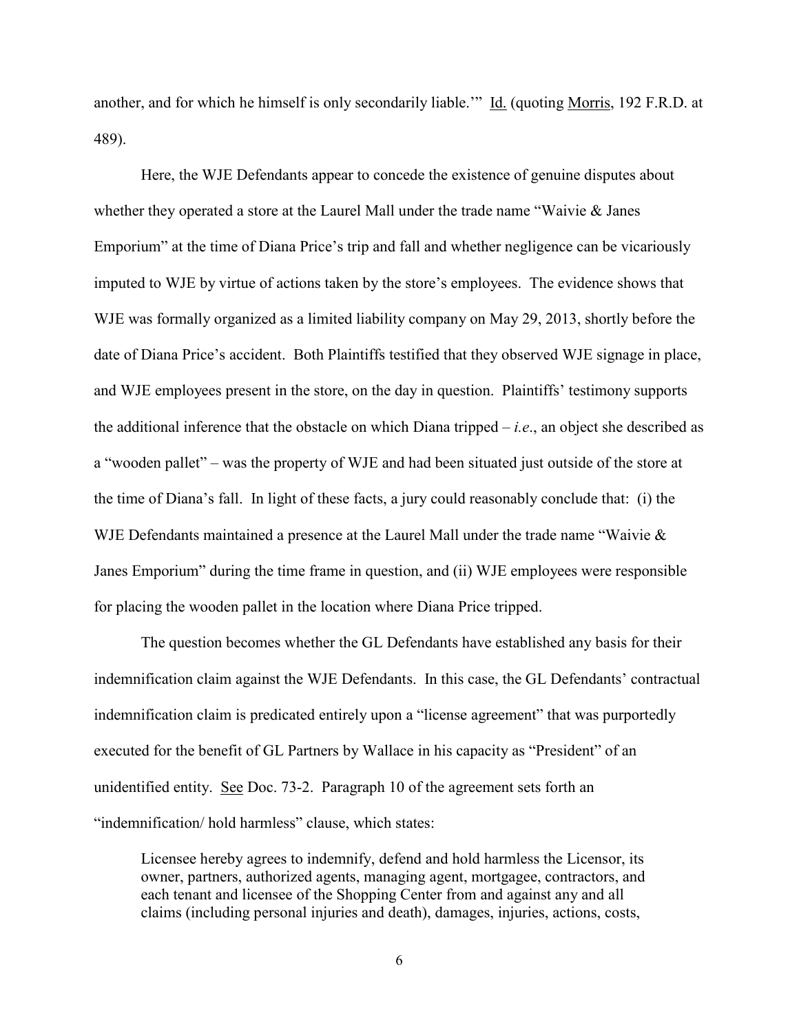another, and for which he himself is only secondarily liable.'" Id. (quoting Morris, 192 F.R.D. at 489).

Here, the WJE Defendants appear to concede the existence of genuine disputes about whether they operated a store at the Laurel Mall under the trade name "Waivie & Janes Emporium" at the time of Diana Price's trip and fall and whether negligence can be vicariously imputed to WJE by virtue of actions taken by the store's employees. The evidence shows that WJE was formally organized as a limited liability company on May 29, 2013, shortly before the date of Diana Price's accident. Both Plaintiffs testified that they observed WJE signage in place, and WJE employees present in the store, on the day in question. Plaintiffs' testimony supports the additional inference that the obstacle on which Diana tripped – *i.e.*, an object she described as a "wooden pallet" – was the property of WJE and had been situated just outside of the store at the time of Diana's fall. In light of these facts, a jury could reasonably conclude that: (i) the WJE Defendants maintained a presence at the Laurel Mall under the trade name "Waivie & Janes Emporium" during the time frame in question, and (ii) WJE employees were responsible for placing the wooden pallet in the location where Diana Price tripped.

The question becomes whether the GL Defendants have established any basis for their indemnification claim against the WJE Defendants. In this case, the GL Defendants' contractual indemnification claim is predicated entirely upon a "license agreement" that was purportedly executed for the benefit of GL Partners by Wallace in his capacity as "President" of an unidentified entity. See Doc. 73-2. Paragraph 10 of the agreement sets forth an "indemnification/ hold harmless" clause, which states:

> Licensee hereby agrees to indemnify, defend and hold harmless the Licensor, its owner, partners, authorized agents, managing agent, mortgagee, contractors, and each tenant and licensee of the Shopping Center from and against any and all claims (including personal injuries and death), damages, injuries, actions, costs,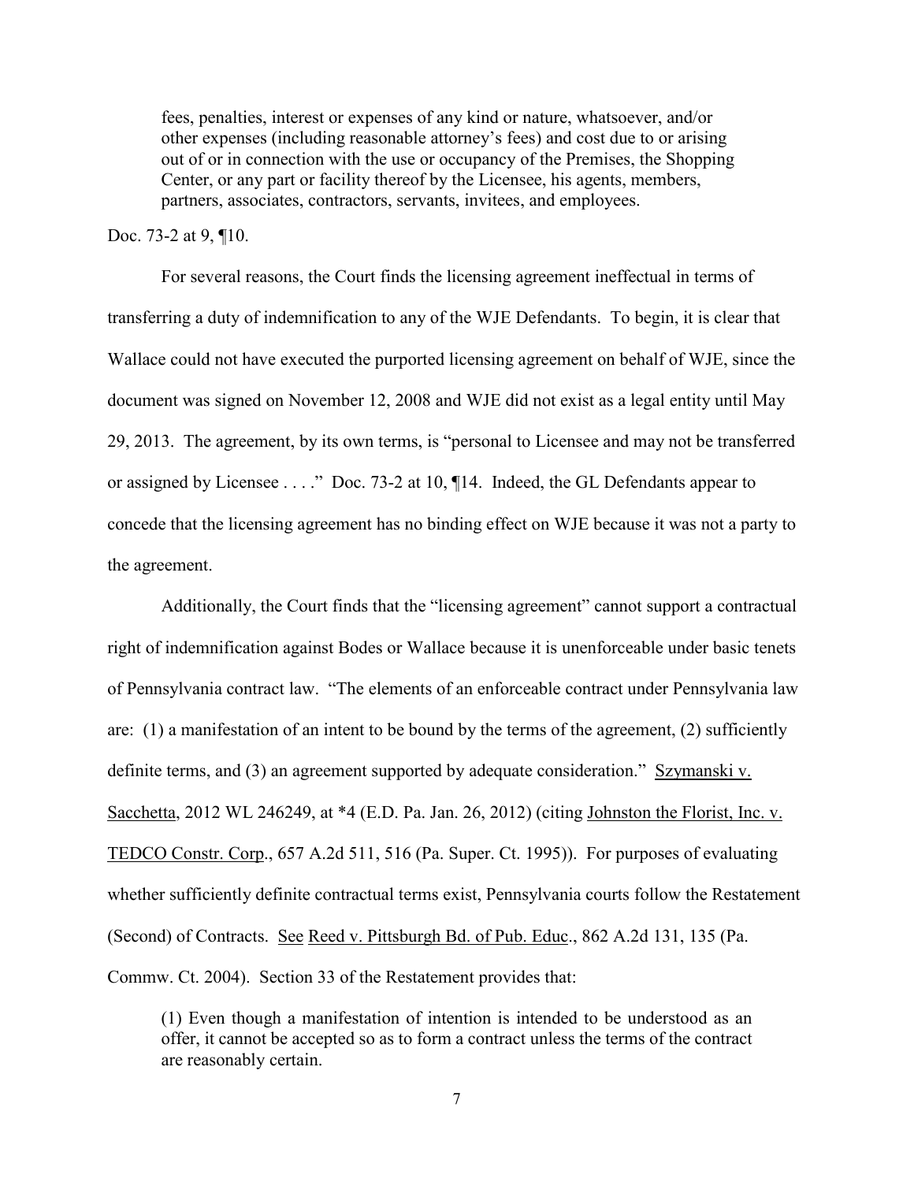> fees, penalties, interest or expenses of any kind or nature, whatsoever, and/or other expenses (including reasonable attorney's fees) and cost due to or arising out of or in connection with the use or occupancy of the Premises, the Shopping Center, or any part or facility thereof by the Licensee, his agents, members, partners, associates, contractors, servants, invitees, and employees.

Doc. 73-2 at 9, ¶10.

For several reasons, the Court finds the licensing agreement ineffectual in terms of transferring a duty of indemnification to any of the WJE Defendants. To begin, it is clear that Wallace could not have executed the purported licensing agreement on behalf of WJE, since the document was signed on November 12, 2008 and WJE did not exist as a legal entity until May 29, 2013. The agreement, by its own terms, is "personal to Licensee and may not be transferred or assigned by Licensee . . . ." Doc. 73-2 at 10, ¶14. Indeed, the GL Defendants appear to concede that the licensing agreement has no binding effect on WJE because it was not a party to the agreement.

Additionally, the Court finds that the "licensing agreement" cannot support a contractual right of indemnification against Bodes or Wallace because it is unenforceable under basic tenets of Pennsylvania contract law. "The elements of an enforceable contract under Pennsylvania law are: (1) a manifestation of an intent to be bound by the terms of the agreement, (2) sufficiently definite terms, and (3) an agreement supported by adequate consideration." Szymanski v. Sacchetta, 2012 WL 246249, at *4 (E.D. Pa. Jan. 26, 2012) (citing Johnston the Florist, Inc. v. TEDCO Constr. Corp., 657 A.2d 511, 516 (Pa. Super. Ct. 1995)). For purposes of evaluating whether sufficiently definite contractual terms exist, Pennsylvania courts follow the Restatement (Second) of Contracts. See Reed v. Pittsburgh Bd. of Pub. Educ., 862 A.2d 131, 135 (Pa. Commw. Ct. 2004). Section 33 of the Restatement provides that:

> (1) Even though a manifestation of intention is intended to be understood as an offer, it cannot be accepted so as to form a contract unless the terms of the contract are reasonably certain.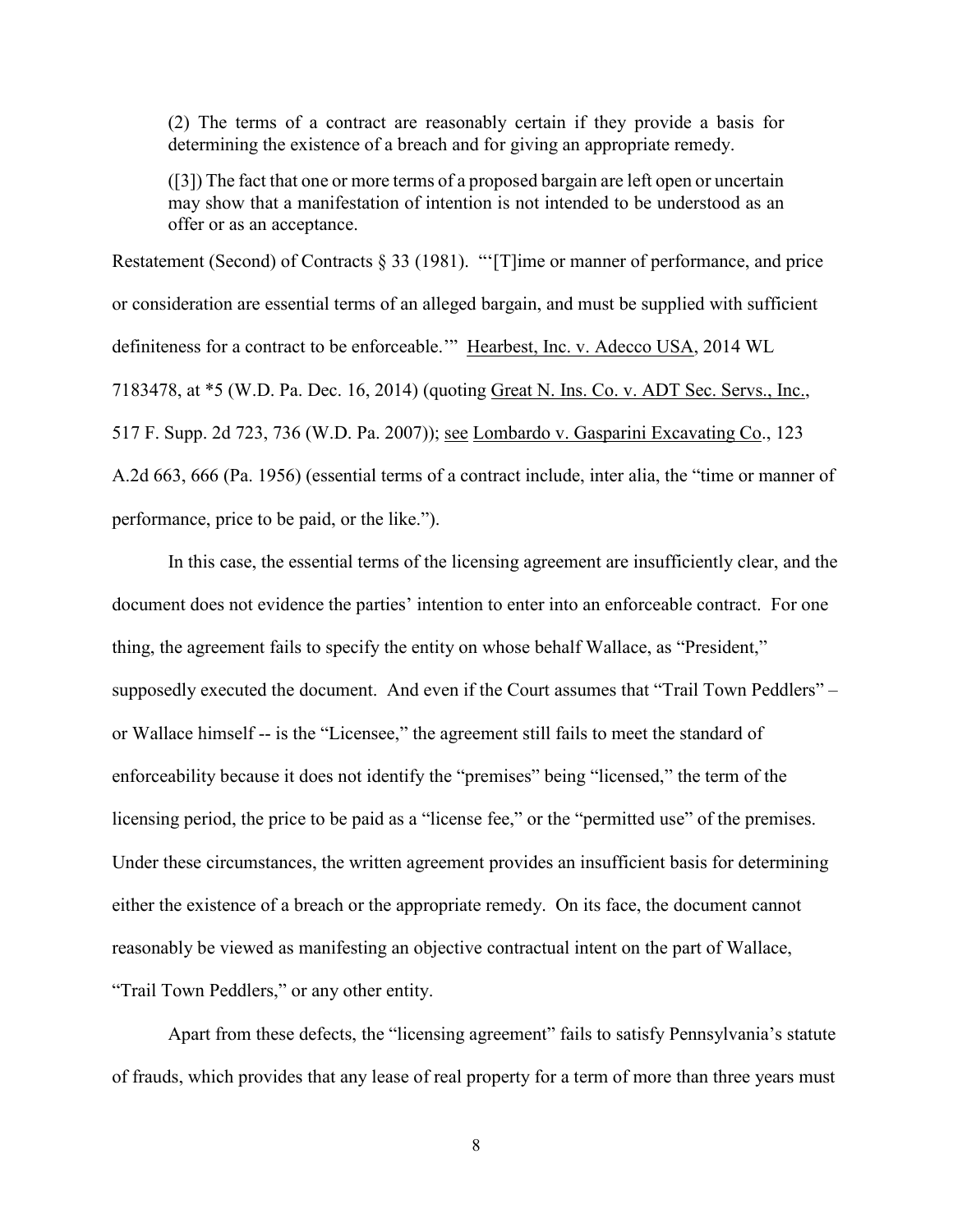> (2) The terms of a contract are reasonably certain if they provide a basis for determining the existence of a breach and for giving an appropriate remedy.
>
> ([3]) The fact that one or more terms of a proposed bargain are left open or uncertain may show that a manifestation of intention is not intended to be understood as an offer or as an acceptance.

Restatement (Second) of Contracts § 33 (1981). "'[T]ime or manner of performance, and price or consideration are essential terms of an alleged bargain, and must be supplied with sufficient definiteness for a contract to be enforceable.'" Hearbest, Inc. v. Adecco USA, 2014 WL 7183478, at *5 (W.D. Pa. Dec. 16, 2014) (quoting Great N. Ins. Co. v. ADT Sec. Servs., Inc., 517 F. Supp. 2d 723, 736 (W.D. Pa. 2007)); see Lombardo v. Gasparini Excavating Co., 123 A.2d 663, 666 (Pa. 1956) (essential terms of a contract include, inter alia, the "time or manner of performance, price to be paid, or the like.").

In this case, the essential terms of the licensing agreement are insufficiently clear, and the document does not evidence the parties' intention to enter into an enforceable contract. For one thing, the agreement fails to specify the entity on whose behalf Wallace, as "President," supposedly executed the document. And even if the Court assumes that "Trail Town Peddlers" – or Wallace himself -- is the "Licensee," the agreement still fails to meet the standard of enforceability because it does not identify the "premises" being "licensed," the term of the licensing period, the price to be paid as a "license fee," or the "permitted use" of the premises. Under these circumstances, the written agreement provides an insufficient basis for determining either the existence of a breach or the appropriate remedy. On its face, the document cannot reasonably be viewed as manifesting an objective contractual intent on the part of Wallace, "Trail Town Peddlers," or any other entity.

Apart from these defects, the "licensing agreement" fails to satisfy Pennsylvania's statute of frauds, which provides that any lease of real property for a term of more than three years must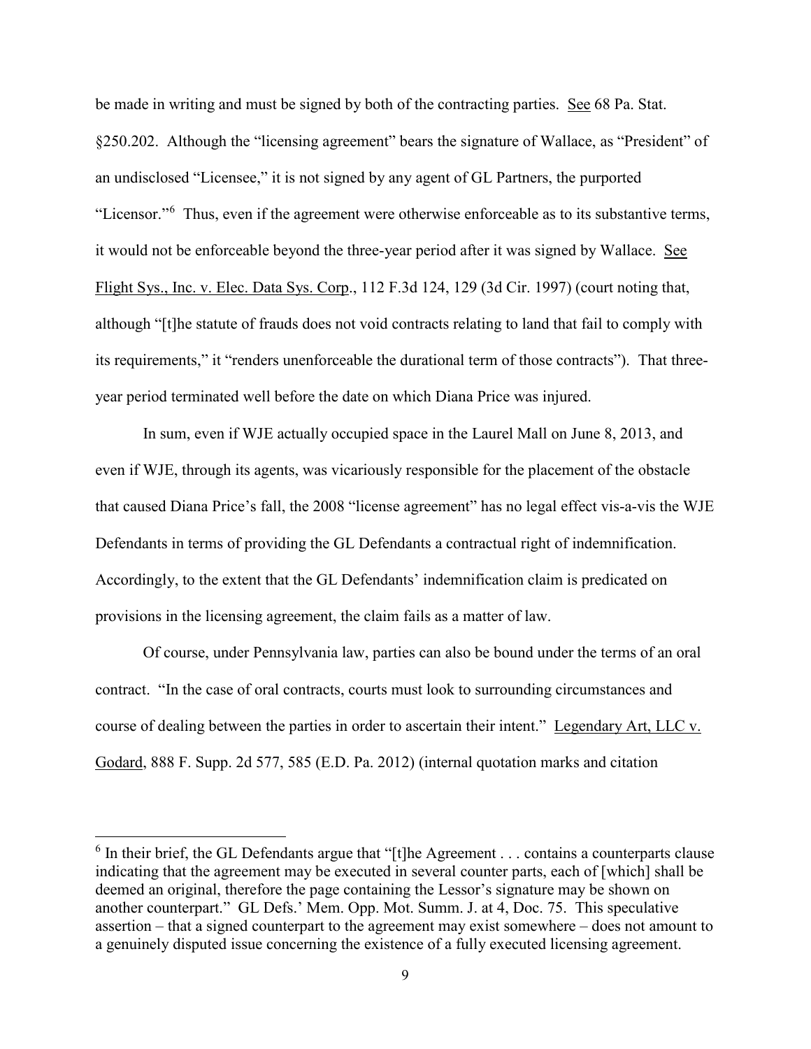be made in writing and must be signed by both of the contracting parties. See 68 Pa. Stat. §250.202. Although the "licensing agreement" bears the signature of Wallace, as "President" of an undisclosed "Licensee," it is not signed by any agent of GL Partners, the purported "Licensor."[6] Thus, even if the agreement were otherwise enforceable as to its substantive terms, it would not be enforceable beyond the three-year period after it was signed by Wallace. See Flight Sys., Inc. v. Elec. Data Sys. Corp., 112 F.3d 124, 129 (3d Cir. 1997) (court noting that, although "[t]he statute of frauds does not void contracts relating to land that fail to comply with its requirements," it "renders unenforceable the durational term of those contracts"). That three-year period terminated well before the date on which Diana Price was injured.

In sum, even if WJE actually occupied space in the Laurel Mall on June 8, 2013, and even if WJE, through its agents, was vicariously responsible for the placement of the obstacle that caused Diana Price's fall, the 2008 "license agreement" has no legal effect vis-a-vis the WJE Defendants in terms of providing the GL Defendants a contractual right of indemnification. Accordingly, to the extent that the GL Defendants' indemnification claim is predicated on provisions in the licensing agreement, the claim fails as a matter of law.

Of course, under Pennsylvania law, parties can also be bound under the terms of an oral contract. "In the case of oral contracts, courts must look to surrounding circumstances and course of dealing between the parties in order to ascertain their intent." Legendary Art, LLC v. Godard, 888 F. Supp. 2d 577, 585 (E.D. Pa. 2012) (internal quotation marks and citation

---

[6] In their brief, the GL Defendants argue that "[t]he Agreement . . . contains a counterparts clause indicating that the agreement may be executed in several counter parts, each of [which] shall be deemed an original, therefore the page containing the Lessor's signature may be shown on another counterpart." GL Defs.' Mem. Opp. Mot. Summ. J. at 4, Doc. 75. This speculative assertion – that a signed counterpart to the agreement may exist somewhere – does not amount to a genuinely disputed issue concerning the existence of a fully executed licensing agreement.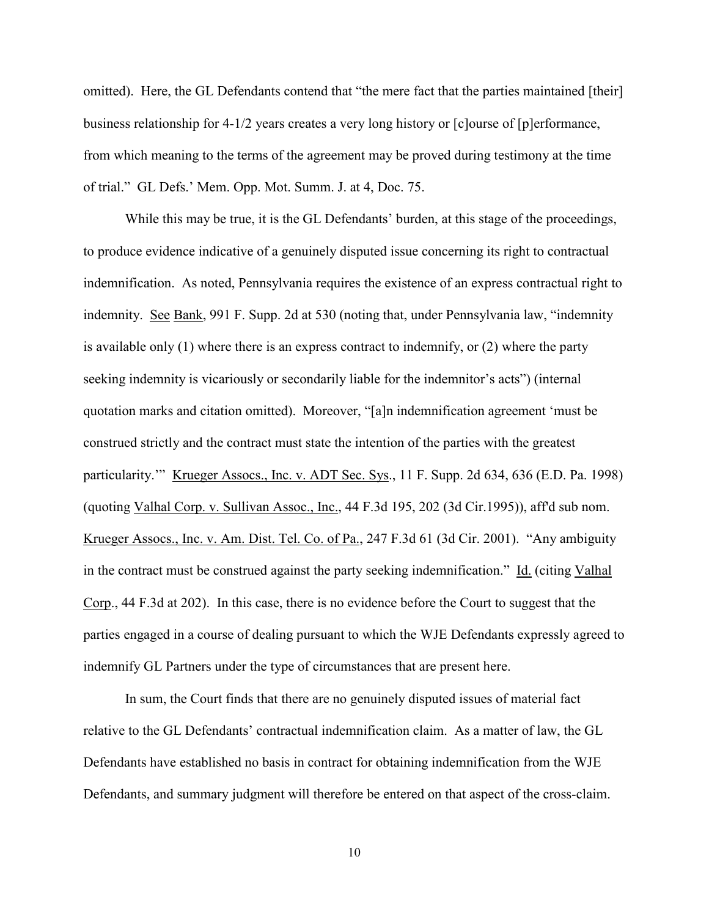omitted). Here, the GL Defendants contend that "the mere fact that the parties maintained [their] business relationship for 4-1/2 years creates a very long history or [c]ourse of [p]erformance, from which meaning to the terms of the agreement may be proved during testimony at the time of trial." GL Defs.' Mem. Opp. Mot. Summ. J. at 4, Doc. 75.

While this may be true, it is the GL Defendants' burden, at this stage of the proceedings, to produce evidence indicative of a genuinely disputed issue concerning its right to contractual indemnification. As noted, Pennsylvania requires the existence of an express contractual right to indemnity. See Bank, 991 F. Supp. 2d at 530 (noting that, under Pennsylvania law, "indemnity is available only (1) where there is an express contract to indemnify, or (2) where the party seeking indemnity is vicariously or secondarily liable for the indemnitor's acts") (internal quotation marks and citation omitted). Moreover, "[a]n indemnification agreement 'must be construed strictly and the contract must state the intention of the parties with the greatest particularity.'" Krueger Assocs., Inc. v. ADT Sec. Sys., 11 F. Supp. 2d 634, 636 (E.D. Pa. 1998) (quoting Valhal Corp. v. Sullivan Assoc., Inc., 44 F.3d 195, 202 (3d Cir.1995)), aff'd sub nom. Krueger Assocs., Inc. v. Am. Dist. Tel. Co. of Pa., 247 F.3d 61 (3d Cir. 2001). "Any ambiguity in the contract must be construed against the party seeking indemnification." Id. (citing Valhal Corp., 44 F.3d at 202). In this case, there is no evidence before the Court to suggest that the parties engaged in a course of dealing pursuant to which the WJE Defendants expressly agreed to indemnify GL Partners under the type of circumstances that are present here.

In sum, the Court finds that there are no genuinely disputed issues of material fact relative to the GL Defendants' contractual indemnification claim. As a matter of law, the GL Defendants have established no basis in contract for obtaining indemnification from the WJE Defendants, and summary judgment will therefore be entered on that aspect of the cross-claim.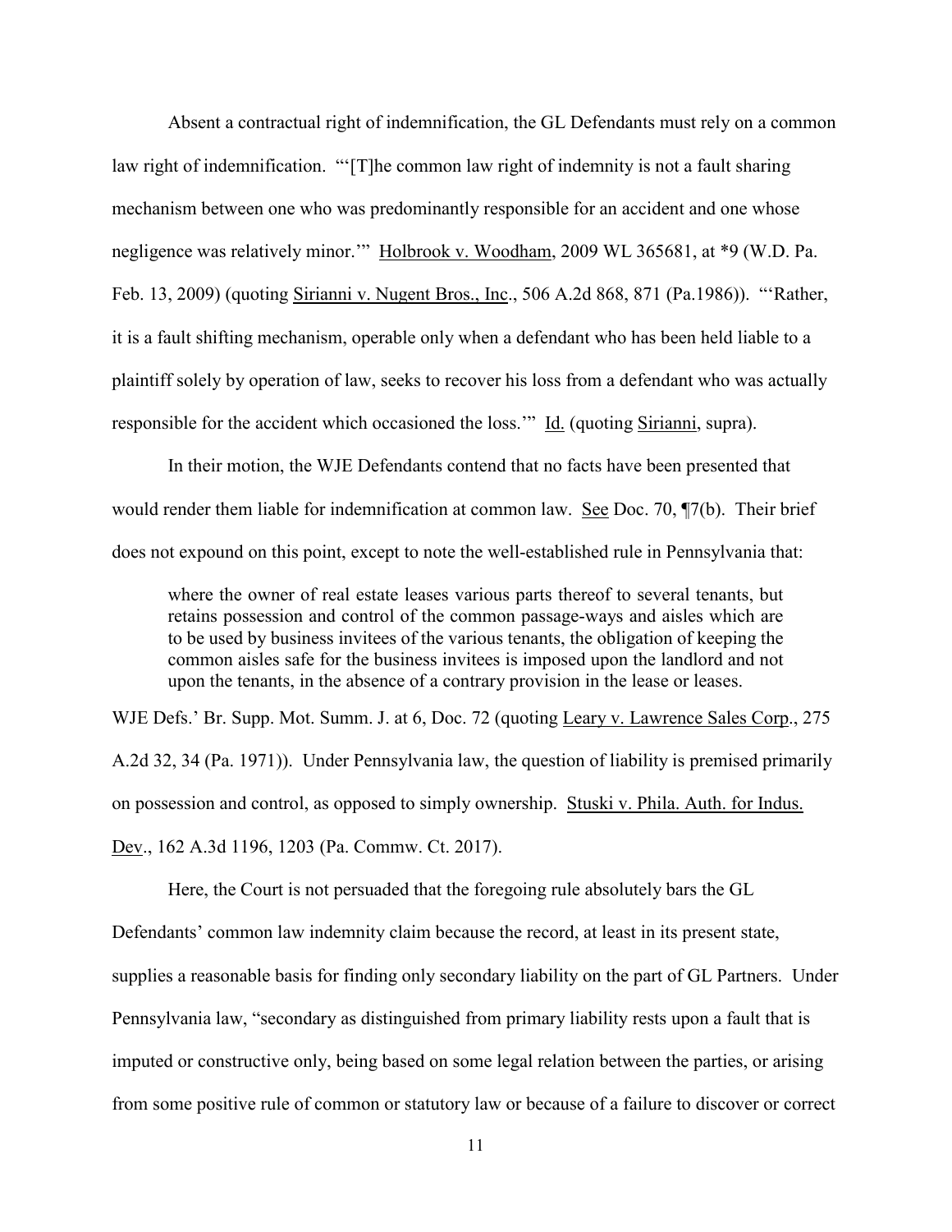Absent a contractual right of indemnification, the GL Defendants must rely on a common law right of indemnification. "'[T]he common law right of indemnity is not a fault sharing mechanism between one who was predominantly responsible for an accident and one whose negligence was relatively minor.'" Holbrook v. Woodham, 2009 WL 365681, at *9 (W.D. Pa. Feb. 13, 2009) (quoting Sirianni v. Nugent Bros., Inc., 506 A.2d 868, 871 (Pa.1986)). "'Rather, it is a fault shifting mechanism, operable only when a defendant who has been held liable to a plaintiff solely by operation of law, seeks to recover his loss from a defendant who was actually responsible for the accident which occasioned the loss.'" Id. (quoting Sirianni, supra).

In their motion, the WJE Defendants contend that no facts have been presented that would render them liable for indemnification at common law. See Doc. 70, ¶7(b). Their brief does not expound on this point, except to note the well-established rule in Pennsylvania that:

> where the owner of real estate leases various parts thereof to several tenants, but retains possession and control of the common passage-ways and aisles which are to be used by business invitees of the various tenants, the obligation of keeping the common aisles safe for the business invitees is imposed upon the landlord and not upon the tenants, in the absence of a contrary provision in the lease or leases.

WJE Defs.' Br. Supp. Mot. Summ. J. at 6, Doc. 72 (quoting Leary v. Lawrence Sales Corp., 275 A.2d 32, 34 (Pa. 1971)). Under Pennsylvania law, the question of liability is premised primarily on possession and control, as opposed to simply ownership. Stuski v. Phila. Auth. for Indus. Dev., 162 A.3d 1196, 1203 (Pa. Commw. Ct. 2017).

Here, the Court is not persuaded that the foregoing rule absolutely bars the GL Defendants' common law indemnity claim because the record, at least in its present state, supplies a reasonable basis for finding only secondary liability on the part of GL Partners. Under Pennsylvania law, "secondary as distinguished from primary liability rests upon a fault that is imputed or constructive only, being based on some legal relation between the parties, or arising from some positive rule of common or statutory law or because of a failure to discover or correct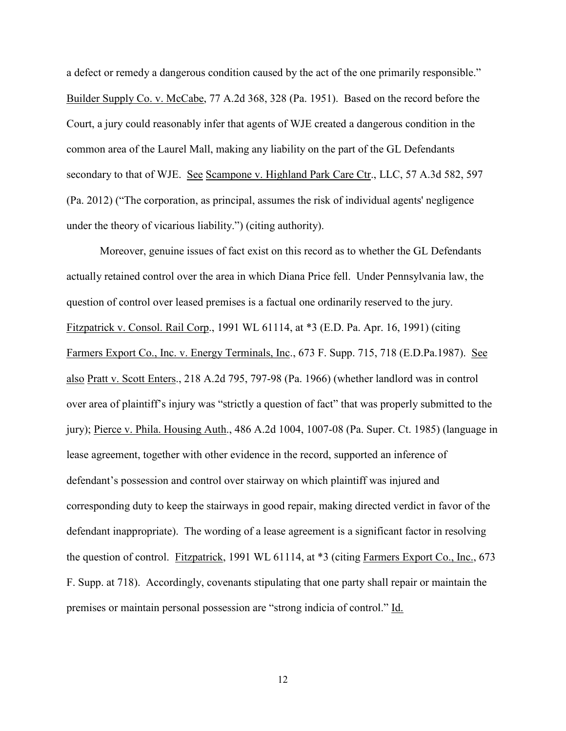a defect or remedy a dangerous condition caused by the act of the one primarily responsible." Builder Supply Co. v. McCabe, 77 A.2d 368, 328 (Pa. 1951). Based on the record before the Court, a jury could reasonably infer that agents of WJE created a dangerous condition in the common area of the Laurel Mall, making any liability on the part of the GL Defendants secondary to that of WJE. See Scampone v. Highland Park Care Ctr., LLC, 57 A.3d 582, 597 (Pa. 2012) ("The corporation, as principal, assumes the risk of individual agents' negligence under the theory of vicarious liability.") (citing authority).

Moreover, genuine issues of fact exist on this record as to whether the GL Defendants actually retained control over the area in which Diana Price fell. Under Pennsylvania law, the question of control over leased premises is a factual one ordinarily reserved to the jury. Fitzpatrick v. Consol. Rail Corp., 1991 WL 61114, at *3 (E.D. Pa. Apr. 16, 1991) (citing Farmers Export Co., Inc. v. Energy Terminals, Inc., 673 F. Supp. 715, 718 (E.D.Pa.1987). See also Pratt v. Scott Enters., 218 A.2d 795, 797-98 (Pa. 1966) (whether landlord was in control over area of plaintiff's injury was "strictly a question of fact" that was properly submitted to the jury); Pierce v. Phila. Housing Auth., 486 A.2d 1004, 1007-08 (Pa. Super. Ct. 1985) (language in lease agreement, together with other evidence in the record, supported an inference of defendant's possession and control over stairway on which plaintiff was injured and corresponding duty to keep the stairways in good repair, making directed verdict in favor of the defendant inappropriate). The wording of a lease agreement is a significant factor in resolving the question of control. Fitzpatrick, 1991 WL 61114, at *3 (citing Farmers Export Co., Inc., 673 F. Supp. at 718). Accordingly, covenants stipulating that one party shall repair or maintain the premises or maintain personal possession are "strong indicia of control." Id.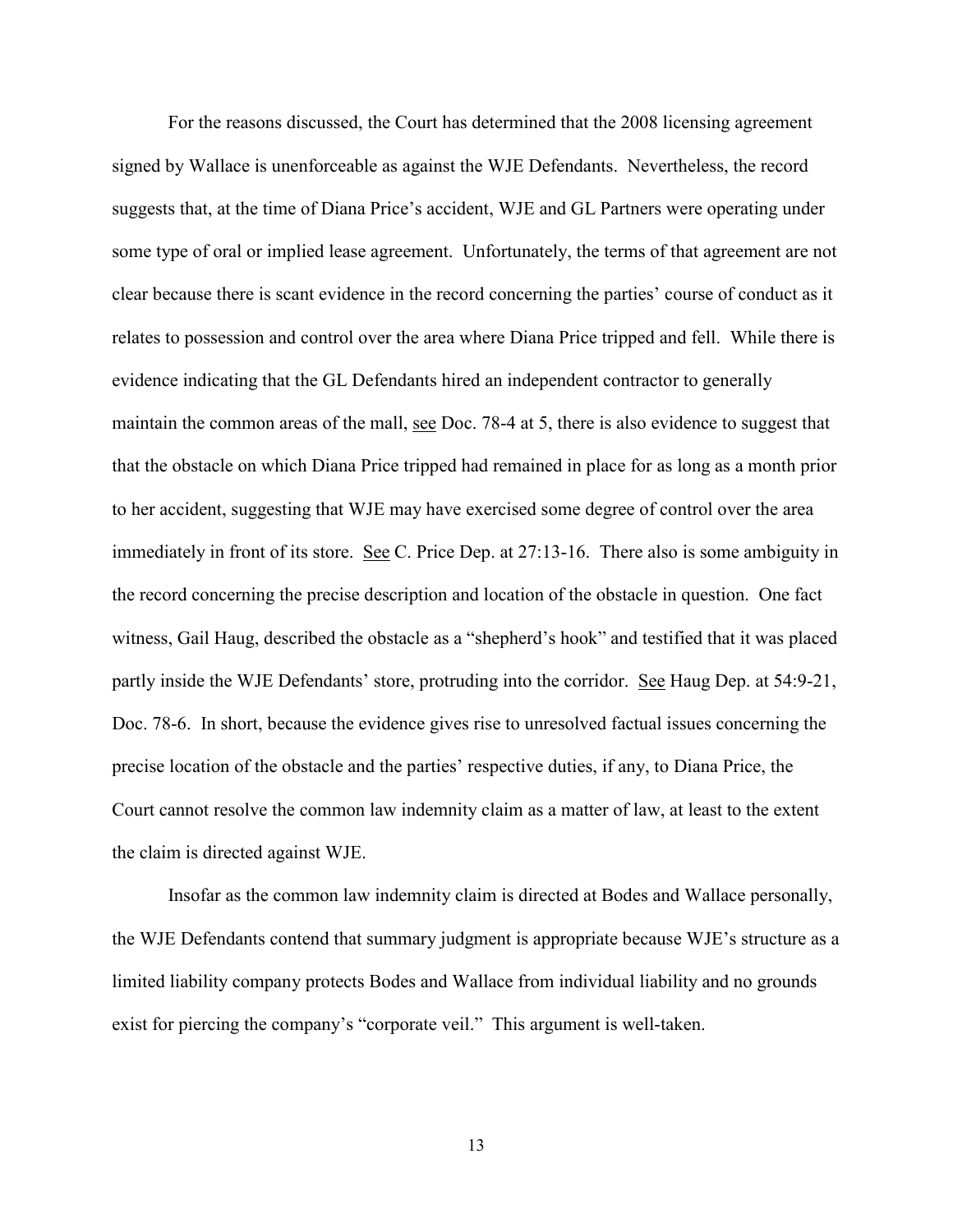For the reasons discussed, the Court has determined that the 2008 licensing agreement signed by Wallace is unenforceable as against the WJE Defendants. Nevertheless, the record suggests that, at the time of Diana Price's accident, WJE and GL Partners were operating under some type of oral or implied lease agreement. Unfortunately, the terms of that agreement are not clear because there is scant evidence in the record concerning the parties' course of conduct as it relates to possession and control over the area where Diana Price tripped and fell. While there is evidence indicating that the GL Defendants hired an independent contractor to generally maintain the common areas of the mall, see Doc. 78-4 at 5, there is also evidence to suggest that that the obstacle on which Diana Price tripped had remained in place for as long as a month prior to her accident, suggesting that WJE may have exercised some degree of control over the area immediately in front of its store. See C. Price Dep. at 27:13-16. There also is some ambiguity in the record concerning the precise description and location of the obstacle in question. One fact witness, Gail Haug, described the obstacle as a "shepherd's hook" and testified that it was placed partly inside the WJE Defendants' store, protruding into the corridor. See Haug Dep. at 54:9-21, Doc. 78-6. In short, because the evidence gives rise to unresolved factual issues concerning the precise location of the obstacle and the parties' respective duties, if any, to Diana Price, the Court cannot resolve the common law indemnity claim as a matter of law, at least to the extent the claim is directed against WJE.

Insofar as the common law indemnity claim is directed at Bodes and Wallace personally, the WJE Defendants contend that summary judgment is appropriate because WJE's structure as a limited liability company protects Bodes and Wallace from individual liability and no grounds exist for piercing the company's "corporate veil." This argument is well-taken.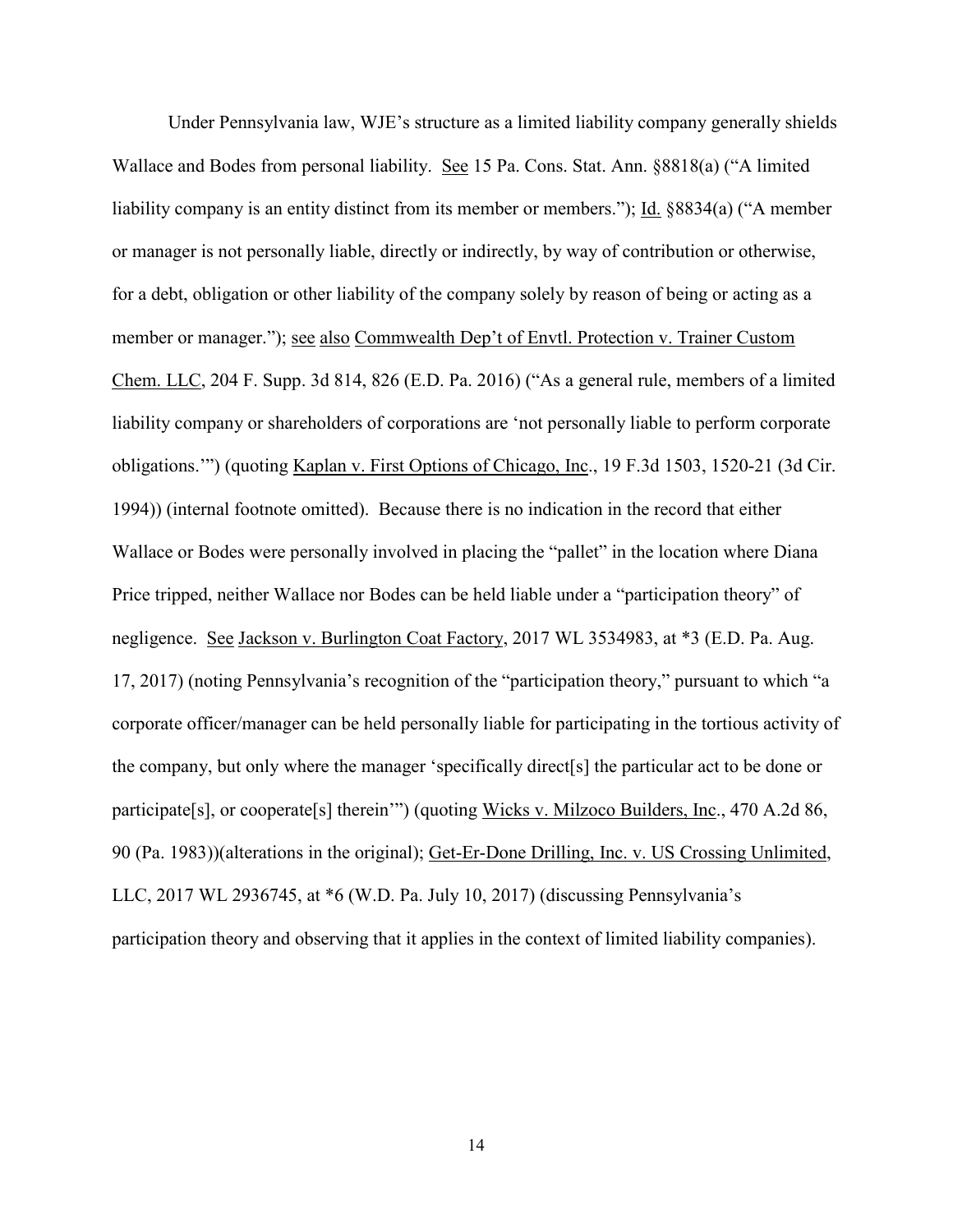Under Pennsylvania law, WJE's structure as a limited liability company generally shields Wallace and Bodes from personal liability. See 15 Pa. Cons. Stat. Ann. §8818(a) ("A limited liability company is an entity distinct from its member or members."); Id. §8834(a) ("A member or manager is not personally liable, directly or indirectly, by way of contribution or otherwise, for a debt, obligation or other liability of the company solely by reason of being or acting as a member or manager."); see also Commwealth Dep't of Envtl. Protection v. Trainer Custom Chem. LLC, 204 F. Supp. 3d 814, 826 (E.D. Pa. 2016) ("As a general rule, members of a limited liability company or shareholders of corporations are 'not personally liable to perform corporate obligations.'") (quoting Kaplan v. First Options of Chicago, Inc., 19 F.3d 1503, 1520-21 (3d Cir. 1994)) (internal footnote omitted). Because there is no indication in the record that either Wallace or Bodes were personally involved in placing the "pallet" in the location where Diana Price tripped, neither Wallace nor Bodes can be held liable under a "participation theory" of negligence. See Jackson v. Burlington Coat Factory, 2017 WL 3534983, at *3 (E.D. Pa. Aug. 17, 2017) (noting Pennsylvania's recognition of the "participation theory," pursuant to which "a corporate officer/manager can be held personally liable for participating in the tortious activity of the company, but only where the manager 'specifically direct[s] the particular act to be done or participate[s], or cooperate[s] therein'") (quoting Wicks v. Milzoco Builders, Inc., 470 A.2d 86, 90 (Pa. 1983))(alterations in the original); Get-Er-Done Drilling, Inc. v. US Crossing Unlimited, LLC, 2017 WL 2936745, at *6 (W.D. Pa. July 10, 2017) (discussing Pennsylvania's participation theory and observing that it applies in the context of limited liability companies).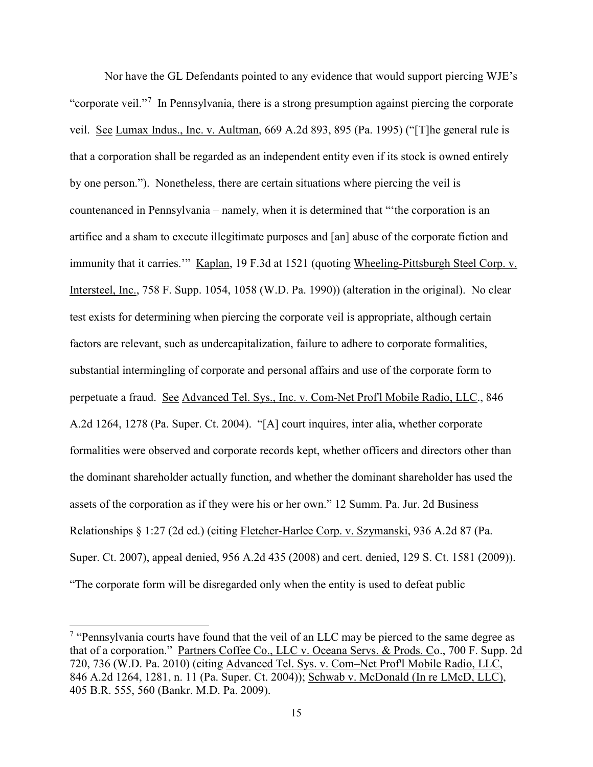Nor have the GL Defendants pointed to any evidence that would support piercing WJE's "corporate veil."[7] In Pennsylvania, there is a strong presumption against piercing the corporate veil. See Lumax Indus., Inc. v. Aultman, 669 A.2d 893, 895 (Pa. 1995) ("[T]he general rule is that a corporation shall be regarded as an independent entity even if its stock is owned entirely by one person."). Nonetheless, there are certain situations where piercing the veil is countenanced in Pennsylvania – namely, when it is determined that "'the corporation is an artifice and a sham to execute illegitimate purposes and [an] abuse of the corporate fiction and immunity that it carries.'" Kaplan, 19 F.3d at 1521 (quoting Wheeling-Pittsburgh Steel Corp. v. Intersteel, Inc., 758 F. Supp. 1054, 1058 (W.D. Pa. 1990)) (alteration in the original). No clear test exists for determining when piercing the corporate veil is appropriate, although certain factors are relevant, such as undercapitalization, failure to adhere to corporate formalities, substantial intermingling of corporate and personal affairs and use of the corporate form to perpetuate a fraud. See Advanced Tel. Sys., Inc. v. Com-Net Prof'l Mobile Radio, LLC., 846 A.2d 1264, 1278 (Pa. Super. Ct. 2004). "[A] court inquires, inter alia, whether corporate formalities were observed and corporate records kept, whether officers and directors other than the dominant shareholder actually function, and whether the dominant shareholder has used the assets of the corporation as if they were his or her own." 12 Summ. Pa. Jur. 2d Business Relationships § 1:27 (2d ed.) (citing Fletcher-Harlee Corp. v. Szymanski, 936 A.2d 87 (Pa. Super. Ct. 2007), appeal denied, 956 A.2d 435 (2008) and cert. denied, 129 S. Ct. 1581 (2009)). "The corporate form will be disregarded only when the entity is used to defeat public

---

[7] "Pennsylvania courts have found that the veil of an LLC may be pierced to the same degree as that of a corporation." Partners Coffee Co., LLC v. Oceana Servs. & Prods. Co., 700 F. Supp. 2d 720, 736 (W.D. Pa. 2010) (citing Advanced Tel. Sys. v. Com–Net Prof'l Mobile Radio, LLC, 846 A.2d 1264, 1281, n. 11 (Pa. Super. Ct. 2004)); Schwab v. McDonald (In re LMcD, LLC), 405 B.R. 555, 560 (Bankr. M.D. Pa. 2009).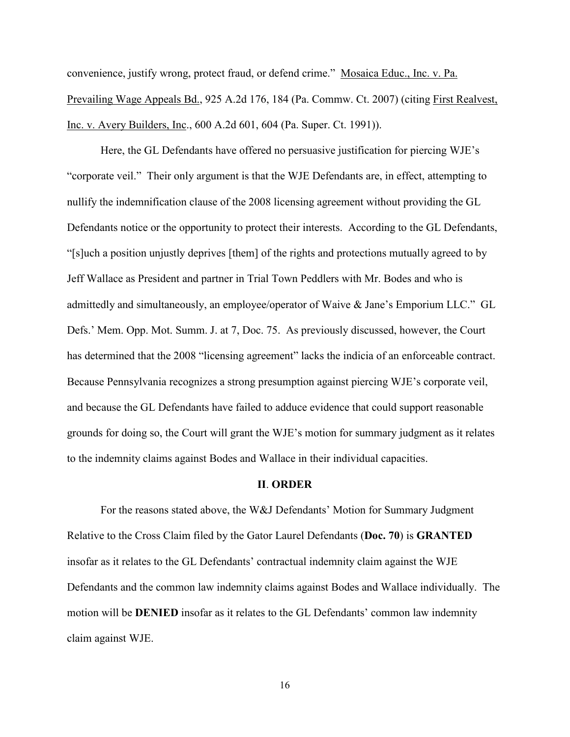convenience, justify wrong, protect fraud, or defend crime." Mosaica Educ., Inc. v. Pa. Prevailing Wage Appeals Bd., 925 A.2d 176, 184 (Pa. Commw. Ct. 2007) (citing First Realvest, Inc. v. Avery Builders, Inc., 600 A.2d 601, 604 (Pa. Super. Ct. 1991)).

Here, the GL Defendants have offered no persuasive justification for piercing WJE's "corporate veil." Their only argument is that the WJE Defendants are, in effect, attempting to nullify the indemnification clause of the 2008 licensing agreement without providing the GL Defendants notice or the opportunity to protect their interests. According to the GL Defendants, "[s]uch a position unjustly deprives [them] of the rights and protections mutually agreed to by Jeff Wallace as President and partner in Trial Town Peddlers with Mr. Bodes and who is admittedly and simultaneously, an employee/operator of Waive & Jane's Emporium LLC." GL Defs.' Mem. Opp. Mot. Summ. J. at 7, Doc. 75. As previously discussed, however, the Court has determined that the 2008 "licensing agreement" lacks the indicia of an enforceable contract. Because Pennsylvania recognizes a strong presumption against piercing WJE's corporate veil, and because the GL Defendants have failed to adduce evidence that could support reasonable grounds for doing so, the Court will grant the WJE's motion for summary judgment as it relates to the indemnity claims against Bodes and Wallace in their individual capacities.

## II. ORDER

For the reasons stated above, the W&J Defendants' Motion for Summary Judgment Relative to the Cross Claim filed by the Gator Laurel Defendants (**Doc. 70**) is **GRANTED** insofar as it relates to the GL Defendants' contractual indemnity claim against the WJE Defendants and the common law indemnity claims against Bodes and Wallace individually. The motion will be **DENIED** insofar as it relates to the GL Defendants' common law indemnity claim against WJE.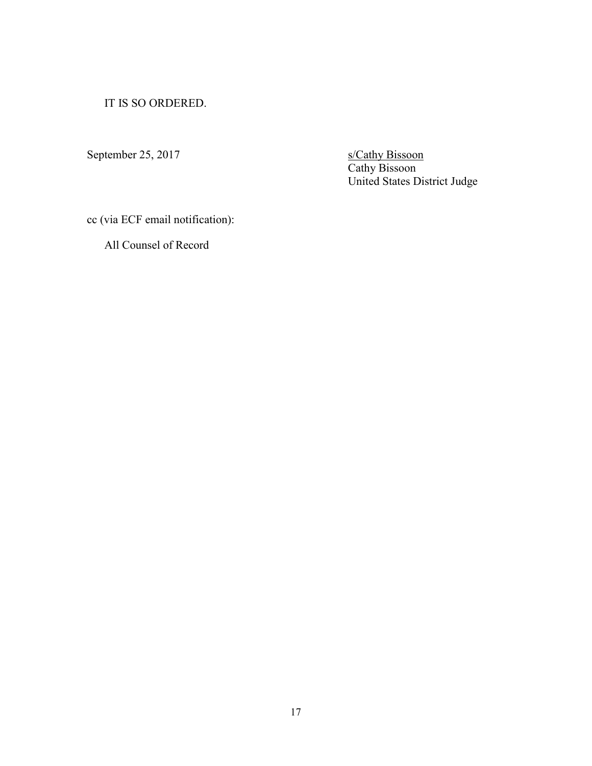IT IS SO ORDERED.

September 25, 2017

s/Cathy Bissoon
Cathy Bissoon
United States District Judge

cc (via ECF email notification):

All Counsel of Record